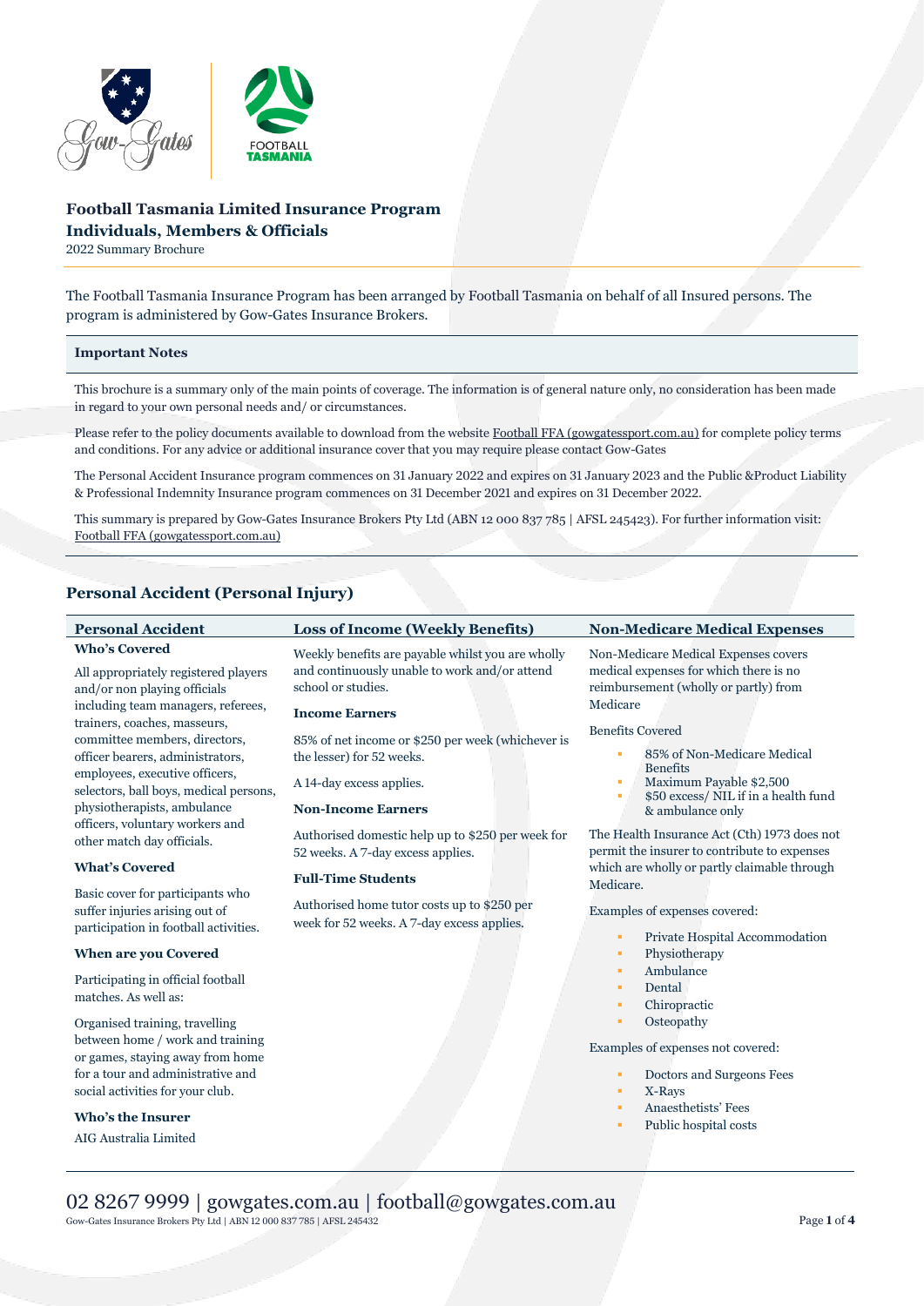# Football Tasmania Limited Insurance Program
## Individuals, Members & Officials

2022 Summary Brochure

The Football Tasmania Insurance Program has been arranged by Football Tasmania on behalf of all Insured persons. The program is administered by Gow-Gates Insurance Brokers.

### Important Notes

This brochure is a summary only of the main points of coverage. The information is of general nature only, no consideration has been made in regard to your own personal needs and/ or circumstances.

Please refer to the policy documents available to download from the website Football FFA (gowgatessport.com.au) for complete policy terms and conditions. For any advice or additional insurance cover that you may require please contact Gow-Gates

The Personal Accident Insurance program commences on 31 January 2022 and expires on 31 January 2023 and the Public &Product Liability & Professional Indemnity Insurance program commences on 31 December 2021 and expires on 31 December 2022.

This summary is prepared by Gow-Gates Insurance Brokers Pty Ltd (ABN 12 000 837 785 | AFSL 245423). For further information visit: Football FFA (gowgatessport.com.au)

## Personal Accident (Personal Injury)

### Personal Accident

**Who's Covered**

All appropriately registered players and/or non playing officials including team managers, referees, trainers, coaches, masseurs, committee members, directors, officer bearers, administrators, employees, executive officers, selectors, ball boys, medical persons, physiotherapists, ambulance officers, voluntary workers and other match day officials.

**What's Covered**

Basic cover for participants who suffer injuries arising out of participation in football activities.

**When are you Covered**

Participating in official football matches. As well as:

Organised training, travelling between home / work and training or games, staying away from home for a tour and administrative and social activities for your club.

**Who's the Insurer**

AIG Australia Limited

### Loss of Income (Weekly Benefits)

Weekly benefits are payable whilst you are wholly and continuously unable to work and/or attend school or studies.

**Income Earners**

85% of net income or $250 per week (whichever is the lesser) for 52 weeks.

A 14-day excess applies.

**Non-Income Earners**

Authorised domestic help up to $250 per week for 52 weeks. A 7-day excess applies.

**Full-Time Students**

Authorised home tutor costs up to $250 per week for 52 weeks. A 7-day excess applies.

### Non-Medicare Medical Expenses

Non-Medicare Medical Expenses covers medical expenses for which there is no reimbursement (wholly or partly) from Medicare

Benefits Covered

- 85% of Non-Medicare Medical Benefits
- Maximum Payable $2,500
- $50 excess/ NIL if in a health fund & ambulance only

The Health Insurance Act (Cth) 1973 does not permit the insurer to contribute to expenses which are wholly or partly claimable through Medicare.

Examples of expenses covered:

- Private Hospital Accommodation
- Physiotherapy
- Ambulance
- Dental
- Chiropractic
- Osteopathy

Examples of expenses not covered:

- Doctors and Surgeons Fees
- X-Rays
- Anaesthetists' Fees
- Public hospital costs

02 8267 9999 | gowgates.com.au | football@gowgates.com.au

Gow-Gates Insurance Brokers Pty Ltd | ABN 12 000 837 785 | AFSL 245432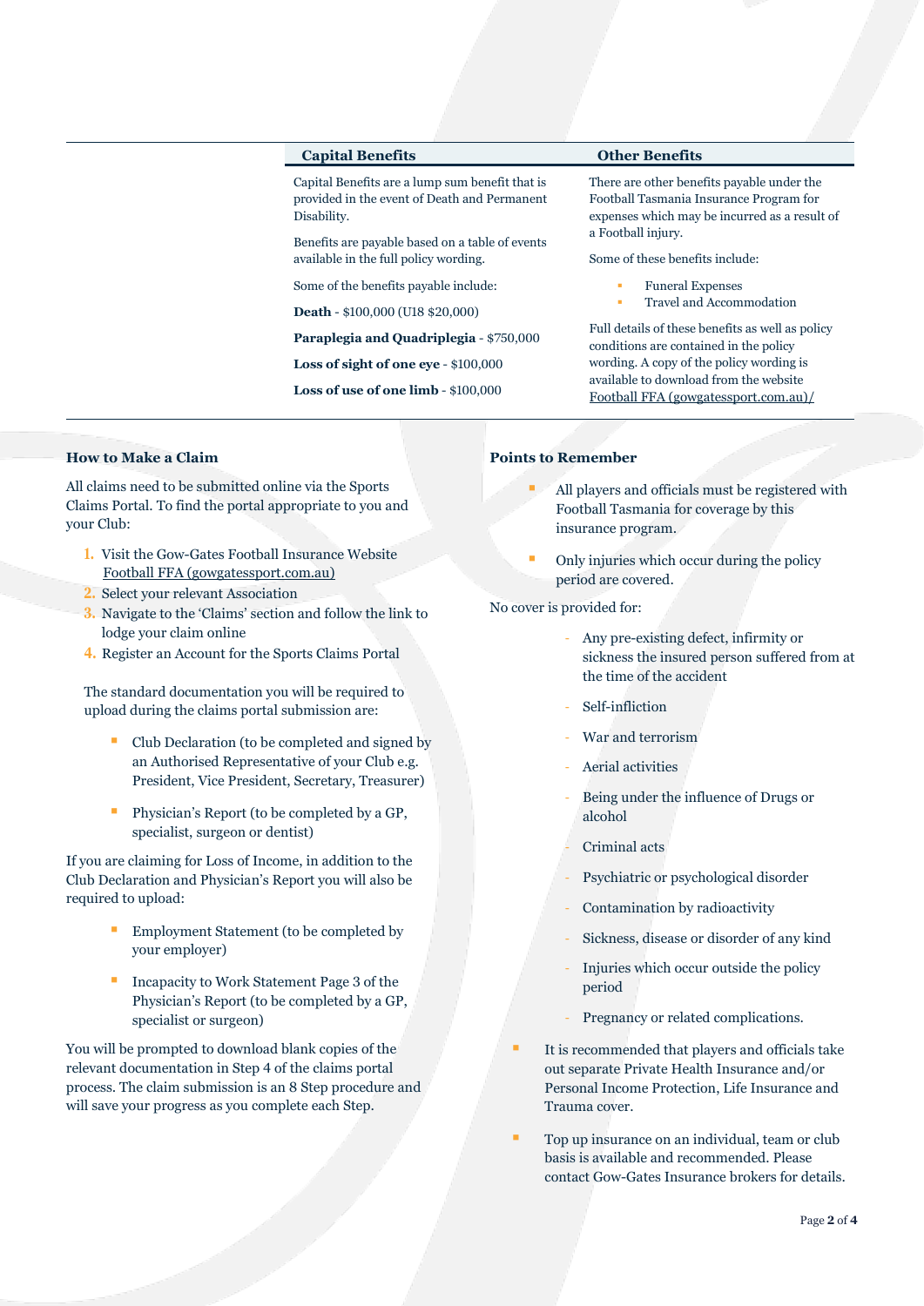## Capital Benefits

Capital Benefits are a lump sum benefit that is provided in the event of Death and Permanent Disability.

Benefits are payable based on a table of events available in the full policy wording.

Some of the benefits payable include:

**Death** - $100,000 (U18 $20,000)

**Paraplegia and Quadriplegia** - $750,000

**Loss of sight of one eye** - $100,000

**Loss of use of one limb** - $100,000

## Other Benefits

There are other benefits payable under the Football Tasmania Insurance Program for expenses which may be incurred as a result of a Football injury.

Some of these benefits include:

- Funeral Expenses
- Travel and Accommodation

Full details of these benefits as well as policy conditions are contained in the policy wording. A copy of the policy wording is available to download from the website Football FFA (gowgatessport.com.au)/

### How to Make a Claim

All claims need to be submitted online via the Sports Claims Portal. To find the portal appropriate to you and your Club:

1. Visit the Gow-Gates Football Insurance Website Football FFA (gowgatessport.com.au)
2. Select your relevant Association
3. Navigate to the 'Claims' section and follow the link to lodge your claim online
4. Register an Account for the Sports Claims Portal

The standard documentation you will be required to upload during the claims portal submission are:

- Club Declaration (to be completed and signed by an Authorised Representative of your Club e.g. President, Vice President, Secretary, Treasurer)
- Physician's Report (to be completed by a GP, specialist, surgeon or dentist)

If you are claiming for Loss of Income, in addition to the Club Declaration and Physician's Report you will also be required to upload:

- Employment Statement (to be completed by your employer)
- Incapacity to Work Statement Page 3 of the Physician's Report (to be completed by a GP, specialist or surgeon)

You will be prompted to download blank copies of the relevant documentation in Step 4 of the claims portal process. The claim submission is an 8 Step procedure and will save your progress as you complete each Step.

### Points to Remember

- All players and officials must be registered with Football Tasmania for coverage by this insurance program.
- Only injuries which occur during the policy period are covered.

No cover is provided for:

- Any pre-existing defect, infirmity or sickness the insured person suffered from at the time of the accident
- Self-infliction
- War and terrorism
- Aerial activities
- Being under the influence of Drugs or alcohol
- Criminal acts
- Psychiatric or psychological disorder
- Contamination by radioactivity
- Sickness, disease or disorder of any kind
- Injuries which occur outside the policy period
- Pregnancy or related complications.

- It is recommended that players and officials take out separate Private Health Insurance and/or Personal Income Protection, Life Insurance and Trauma cover.
- Top up insurance on an individual, team or club basis is available and recommended. Please contact Gow-Gates Insurance brokers for details.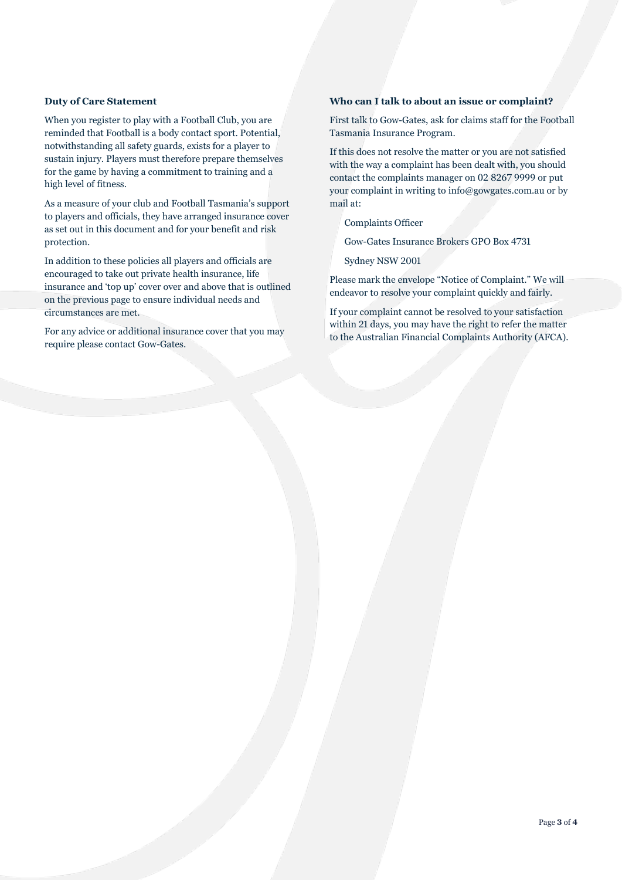**Duty of Care Statement**

When you register to play with a Football Club, you are reminded that Football is a body contact sport. Potential, notwithstanding all safety guards, exists for a player to sustain injury. Players must therefore prepare themselves for the game by having a commitment to training and a high level of fitness.

As a measure of your club and Football Tasmania's support to players and officials, they have arranged insurance cover as set out in this document and for your benefit and risk protection.

In addition to these policies all players and officials are encouraged to take out private health insurance, life insurance and 'top up' cover over and above that is outlined on the previous page to ensure individual needs and circumstances are met.

For any advice or additional insurance cover that you may require please contact Gow-Gates.

**Who can I talk to about an issue or complaint?**

First talk to Gow-Gates, ask for claims staff for the Football Tasmania Insurance Program.

If this does not resolve the matter or you are not satisfied with the way a complaint has been dealt with, you should contact the complaints manager on 02 8267 9999 or put your complaint in writing to info@gowgates.com.au or by mail at:

Complaints Officer

Gow-Gates Insurance Brokers GPO Box 4731

Sydney NSW 2001

Please mark the envelope "Notice of Complaint." We will endeavor to resolve your complaint quickly and fairly.

If your complaint cannot be resolved to your satisfaction within 21 days, you may have the right to refer the matter to the Australian Financial Complaints Authority (AFCA).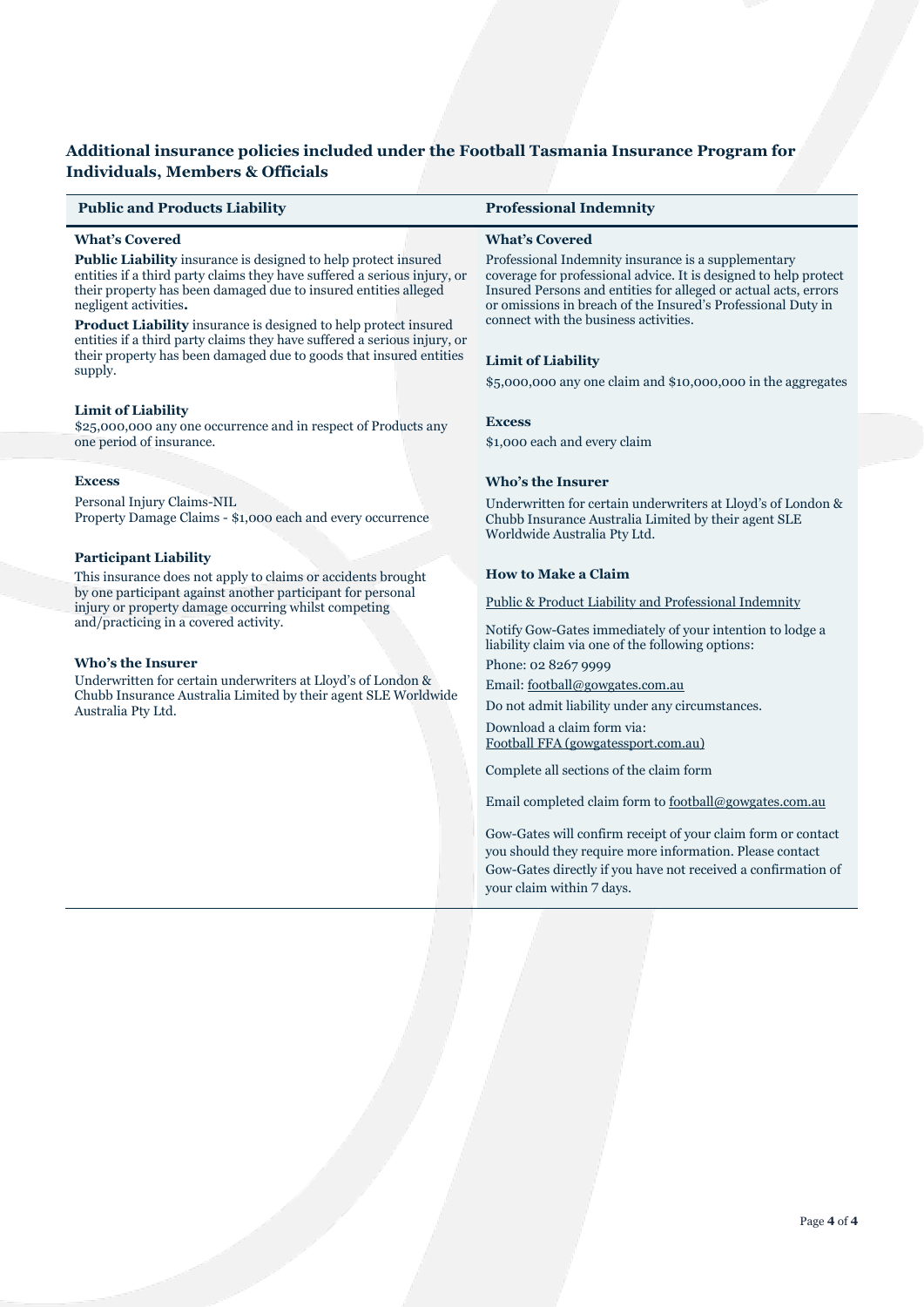## Additional insurance policies included under the Football Tasmania Insurance Program for Individuals, Members & Officials

### Public and Products Liability

**What's Covered**

**Public Liability** insurance is designed to help protect insured entities if a third party claims they have suffered a serious injury, or their property has been damaged due to insured entities alleged negligent activities**.**

**Product Liability** insurance is designed to help protect insured entities if a third party claims they have suffered a serious injury, or their property has been damaged due to goods that insured entities supply.

**Limit of Liability**

$25,000,000 any one occurrence and in respect of Products any one period of insurance.

**Excess**

Personal Injury Claims-NIL
Property Damage Claims - $1,000 each and every occurrence

**Participant Liability**

This insurance does not apply to claims or accidents brought by one participant against another participant for personal injury or property damage occurring whilst competing and/practicing in a covered activity.

**Who's the Insurer**

Underwritten for certain underwriters at Lloyd's of London & Chubb Insurance Australia Limited by their agent SLE Worldwide Australia Pty Ltd.

### Professional Indemnity

**What's Covered**

Professional Indemnity insurance is a supplementary coverage for professional advice. It is designed to help protect Insured Persons and entities for alleged or actual acts, errors or omissions in breach of the Insured's Professional Duty in connect with the business activities.

**Limit of Liability**

$5,000,000 any one claim and $10,000,000 in the aggregates

**Excess**

$1,000 each and every claim

**Who's the Insurer**

Underwritten for certain underwriters at Lloyd's of London & Chubb Insurance Australia Limited by their agent SLE Worldwide Australia Pty Ltd.

**How to Make a Claim**

Public & Product Liability and Professional Indemnity

Notify Gow-Gates immediately of your intention to lodge a liability claim via one of the following options:

Phone: 02 8267 9999

Email: football@gowgates.com.au

Do not admit liability under any circumstances.

Download a claim form via:
Football FFA (gowgatessport.com.au)

Complete all sections of the claim form

Email completed claim form to football@gowgates.com.au

Gow-Gates will confirm receipt of your claim form or contact you should they require more information. Please contact Gow-Gates directly if you have not received a confirmation of your claim within 7 days.